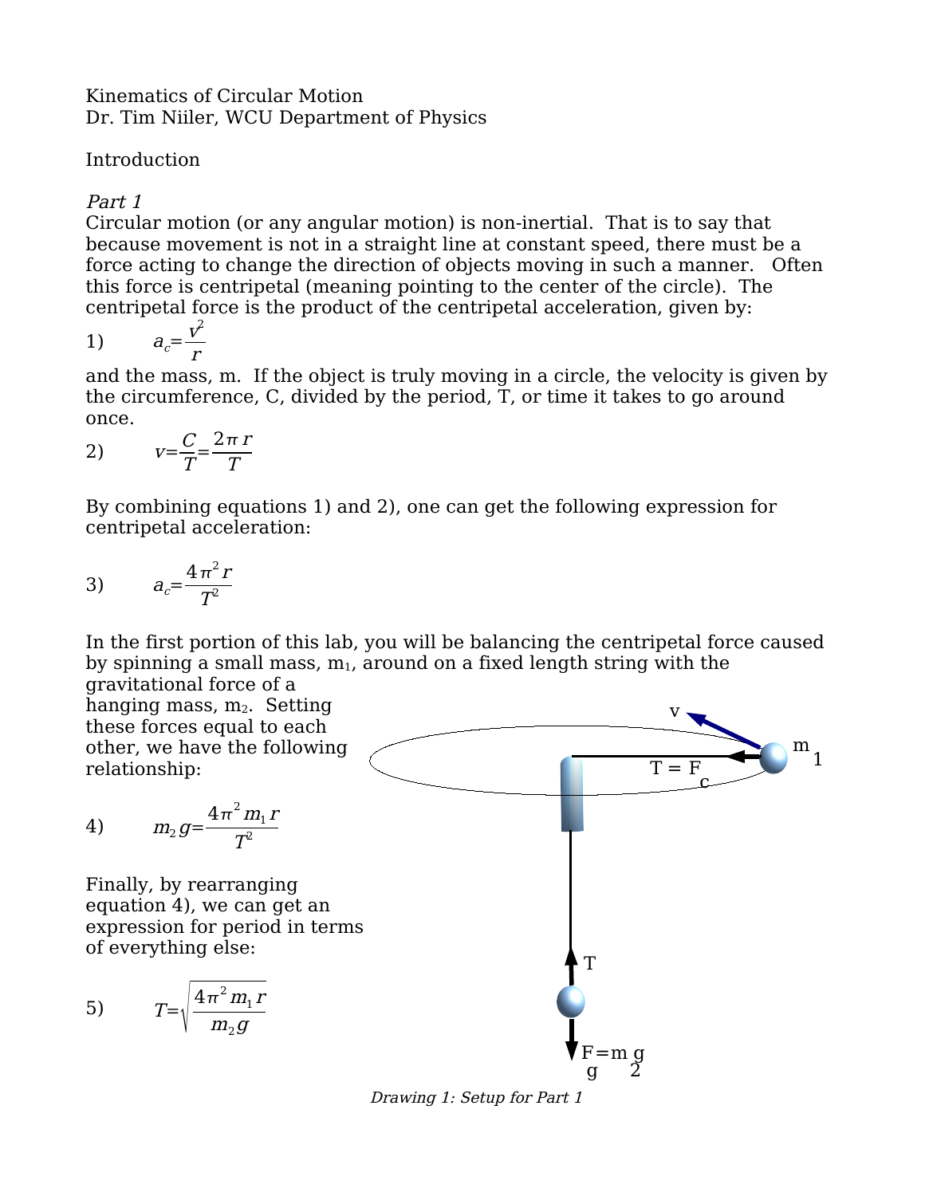Kinematics of Circular Motion
Dr. Tim Niiler, WCU Department of Physics

## Introduction

### *Part 1*

Circular motion (or any angular motion) is non-inertial. That is to say that because movement is not in a straight line at constant speed, there must be a force acting to change the direction of objects moving in such a manner. Often this force is centripetal (meaning pointing to the center of the circle). The centripetal force is the product of the centripetal acceleration, given by:

1) $$a_c = \frac{v^2}{r}$$

and the mass, m. If the object is truly moving in a circle, the velocity is given by the circumference, C, divided by the period, T, or time it takes to go around once.

2) $$v = \frac{C}{T} = \frac{2\pi r}{T}$$

By combining equations 1) and 2), one can get the following expression for centripetal acceleration:

3) $$a_c = \frac{4\pi^2 r}{T^2}$$

In the first portion of this lab, you will be balancing the centripetal force caused by spinning a small mass, $m_1$, around on a fixed length string with the gravitational force of a hanging mass, $m_2$. Setting these forces equal to each other, we have the following relationship:

4) $$m_2 g = \frac{4\pi^2 m_1 r}{T^2}$$

Finally, by rearranging equation 4), we can get an expression for period in terms of everything else:

5) $$T = \sqrt{\frac{4\pi^2 m_1 r}{m_2 g}}$$

*Drawing 1: Setup for Part 1*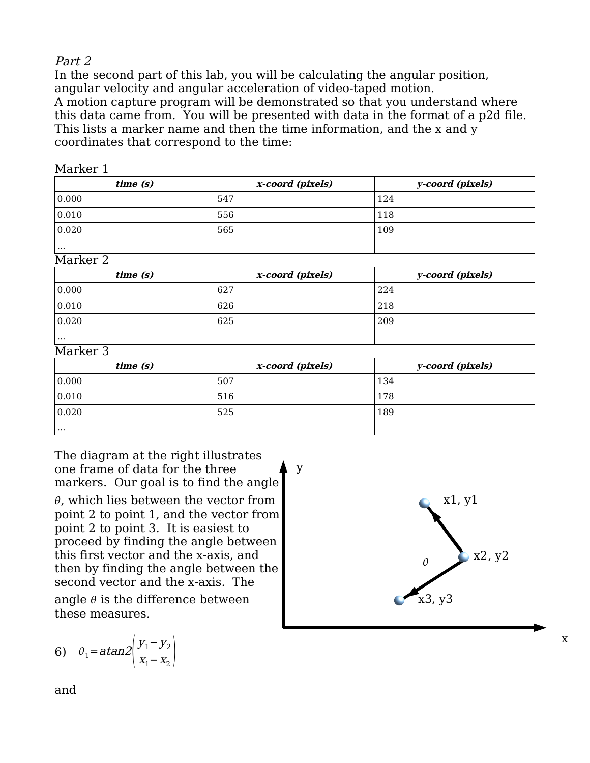*Part 2*

In the second part of this lab, you will be calculating the angular position, angular velocity and angular acceleration of video-taped motion.

A motion capture program will be demonstrated so that you understand where this data came from. You will be presented with data in the format of a p2d file. This lists a marker name and then the time information, and the x and y coordinates that correspond to the time:

Marker 1

| ***time (s)*** | ***x-coord (pixels)*** | ***y-coord (pixels)*** |
|---|---|---|
| 0.000 | 547 | 124 |
| 0.010 | 556 | 118 |
| 0.020 | 565 | 109 |
| ... | | |

Marker 2

| ***time (s)*** | ***x-coord (pixels)*** | ***y-coord (pixels)*** |
|---|---|---|
| 0.000 | 627 | 224 |
| 0.010 | 626 | 218 |
| 0.020 | 625 | 209 |
| ... | | |

Marker 3

| ***time (s)*** | ***x-coord (pixels)*** | ***y-coord (pixels)*** |
|---|---|---|
| 0.000 | 507 | 134 |
| 0.010 | 516 | 178 |
| 0.020 | 525 | 189 |
| ... | | |

The diagram at the right illustrates one frame of data for the three markers. Our goal is to find the angle $\theta$, which lies between the vector from point 2 to point 1, and the vector from point 2 to point 3. It is easiest to proceed by finding the angle between this first vector and the x-axis, and then by finding the angle between the second vector and the x-axis. The angle $\theta$ is the difference between these measures.

6) $\theta_1 = atan2\left(\frac{y_1 - y_2}{x_1 - x_2}\right)$

and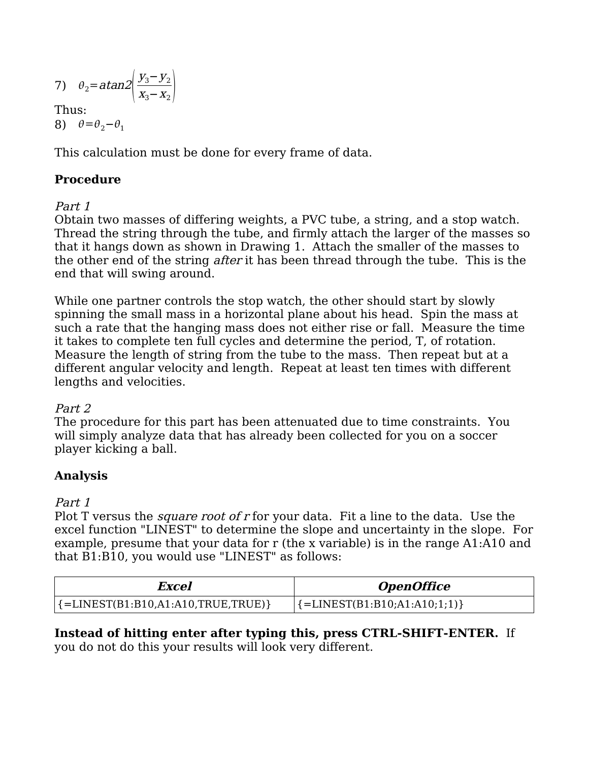7) $\theta_2 = atan2\left(\frac{y_3 - y_2}{x_3 - x_2}\right)$

Thus:

8) $\theta = \theta_2 - \theta_1$

This calculation must be done for every frame of data.

**Procedure**

*Part 1*

Obtain two masses of differing weights, a PVC tube, a string, and a stop watch. Thread the string through the tube, and firmly attach the larger of the masses so that it hangs down as shown in Drawing 1. Attach the smaller of the masses to the other end of the string *after* it has been thread through the tube. This is the end that will swing around.

While one partner controls the stop watch, the other should start by slowly spinning the small mass in a horizontal plane about his head. Spin the mass at such a rate that the hanging mass does not either rise or fall. Measure the time it takes to complete ten full cycles and determine the period, T, of rotation. Measure the length of string from the tube to the mass. Then repeat but at a different angular velocity and length. Repeat at least ten times with different lengths and velocities.

*Part 2*

The procedure for this part has been attenuated due to time constraints. You will simply analyze data that has already been collected for you on a soccer player kicking a ball.

**Analysis**

*Part 1*

Plot T versus the *square root of r* for your data. Fit a line to the data. Use the excel function "LINEST" to determine the slope and uncertainty in the slope. For example, presume that your data for r (the x variable) is in the range A1:A10 and that B1:B10, you would use "LINEST" as follows:

| ***Excel*** | ***OpenOffice*** |
|---|---|
| {=LINEST(B1:B10,A1:A10,TRUE,TRUE)} | {=LINEST(B1:B10;A1:A10;1;1)} |

**Instead of hitting enter after typing this, press CTRL-SHIFT-ENTER.** If you do not do this your results will look very different.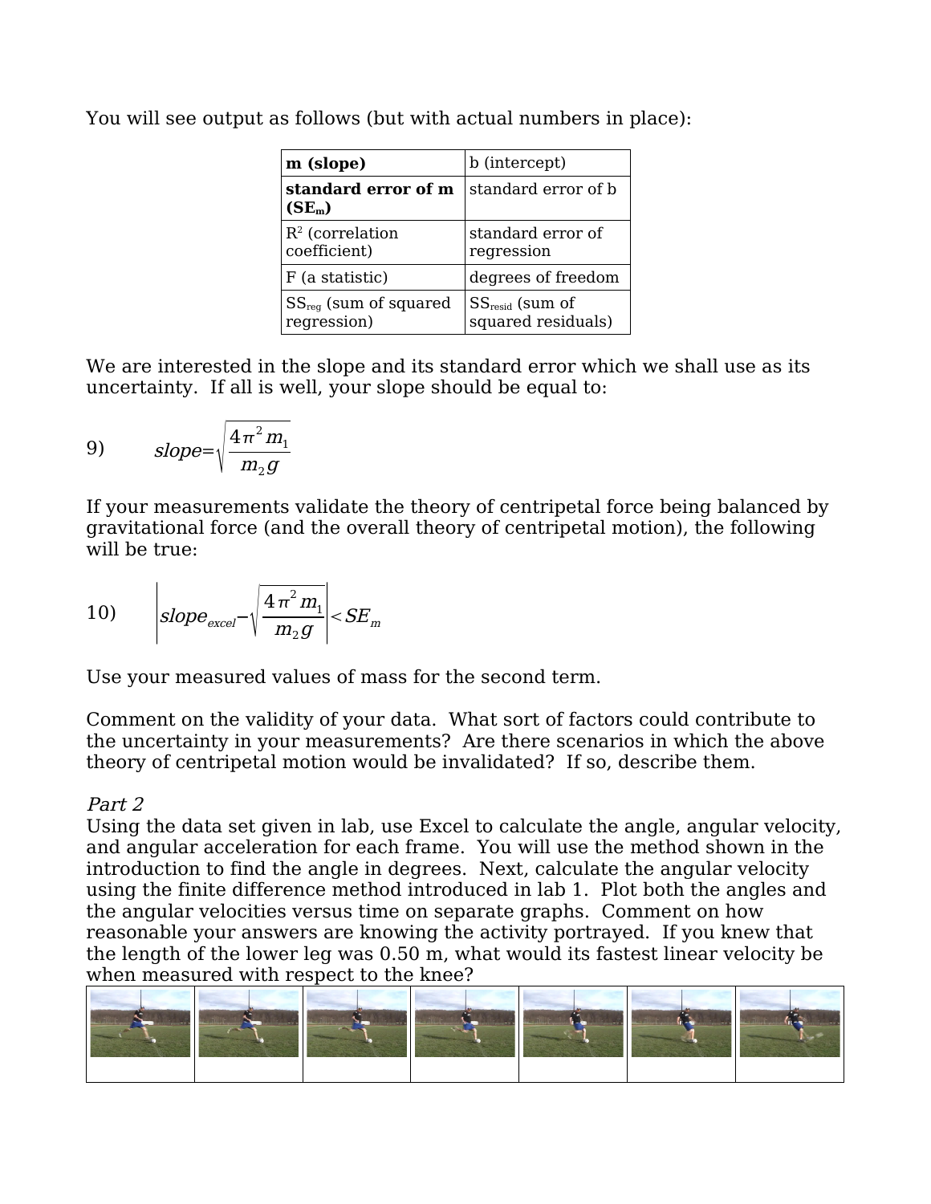You will see output as follows (but with actual numbers in place):

| | |
|---|---|
| **m (slope)** | b (intercept) |
| **standard error of m ($SE_m$)** | standard error of b |
| $R^2$ (correlation coefficient) | standard error of regression |
| F (a statistic) | degrees of freedom |
| $SS_{reg}$ (sum of squared regression) | $SS_{resid}$ (sum of squared residuals) |

We are interested in the slope and its standard error which we shall use as its uncertainty. If all is well, your slope should be equal to:

$$\text{9)} \qquad slope = \sqrt{\frac{4\pi^2 m_1}{m_2 g}}$$

If your measurements validate the theory of centripetal force being balanced by gravitational force (and the overall theory of centripetal motion), the following will be true:

$$\text{10)} \qquad \left| slope_{excel} - \sqrt{\frac{4\pi^2 m_1}{m_2 g}} \right| < SE_m$$

Use your measured values of mass for the second term.

Comment on the validity of your data. What sort of factors could contribute to the uncertainty in your measurements? Are there scenarios in which the above theory of centripetal motion would be invalidated? If so, describe them.

*Part 2*

Using the data set given in lab, use Excel to calculate the angle, angular velocity, and angular acceleration for each frame. You will use the method shown in the introduction to find the angle in degrees. Next, calculate the angular velocity using the finite difference method introduced in lab 1. Plot both the angles and the angular velocities versus time on separate graphs. Comment on how reasonable your answers are knowing the activity portrayed. If you knew that the length of the lower leg was 0.50 m, what would its fastest linear velocity be when measured with respect to the knee?